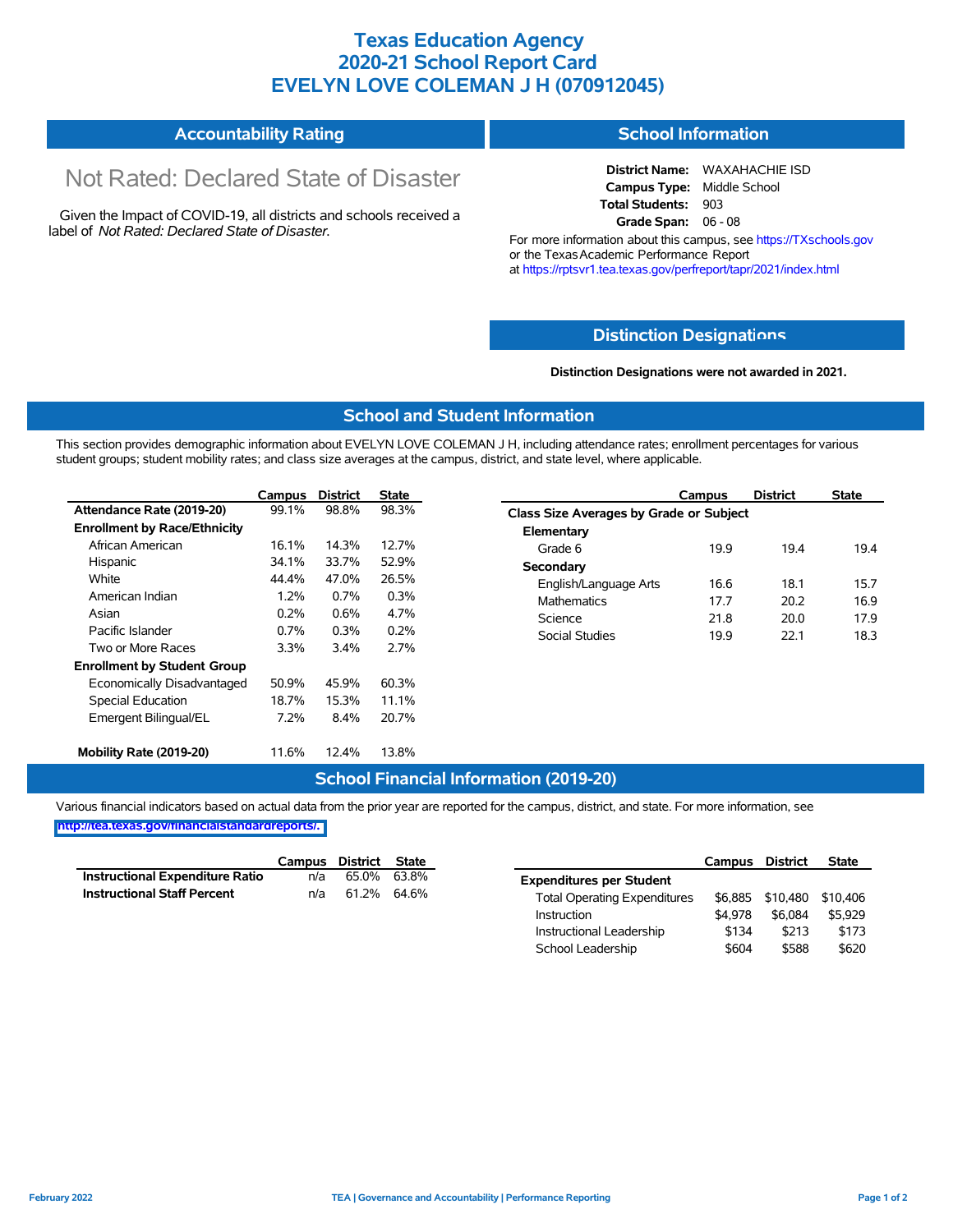# Texas Education Agency
# 2020-21 School Report Card
# EVELYN LOVE COLEMAN J H (070912045)

## Accountability Rating

Not Rated: Declared State of Disaster

Given the Impact of COVID-19, all districts and schools received a label of *Not Rated: Declared State of Disaster*.

## School Information

**District Name:** WAXAHACHIE ISD
**Campus Type:** Middle School
**Total Students:** 903
**Grade Span:** 06 - 08

For more information about this campus, see https://TXschools.gov or the Texas Academic Performance Report at https://rptsvr1.tea.texas.gov/perfreport/tapr/2021/index.html

## Distinction Designations

**Distinction Designations were not awarded in 2021.**

## School and Student Information

This section provides demographic information about EVELYN LOVE COLEMAN J H, including attendance rates; enrollment percentages for various student groups; student mobility rates; and class size averages at the campus, district, and state level, where applicable.

| | Campus | District | State |
|---|---|---|---|
| **Attendance Rate (2019-20)** | 99.1% | 98.8% | 98.3% |
| **Enrollment by Race/Ethnicity** | | | |
| African American | 16.1% | 14.3% | 12.7% |
| Hispanic | 34.1% | 33.7% | 52.9% |
| White | 44.4% | 47.0% | 26.5% |
| American Indian | 1.2% | 0.7% | 0.3% |
| Asian | 0.2% | 0.6% | 4.7% |
| Pacific Islander | 0.7% | 0.3% | 0.2% |
| Two or More Races | 3.3% | 3.4% | 2.7% |
| **Enrollment by Student Group** | | | |
| Economically Disadvantaged | 50.9% | 45.9% | 60.3% |
| Special Education | 18.7% | 15.3% | 11.1% |
| Emergent Bilingual/EL | 7.2% | 8.4% | 20.7% |
| **Mobility Rate (2019-20)** | 11.6% | 12.4% | 13.8% |

| | Campus | District | State |
|---|---|---|---|
| **Class Size Averages by Grade or Subject** | | | |
| **Elementary** | | | |
| Grade 6 | 19.9 | 19.4 | 19.4 |
| **Secondary** | | | |
| English/Language Arts | 16.6 | 18.1 | 15.7 |
| Mathematics | 17.7 | 20.2 | 16.9 |
| Science | 21.8 | 20.0 | 17.9 |
| Social Studies | 19.9 | 22.1 | 18.3 |

## School Financial Information (2019-20)

Various financial indicators based on actual data from the prior year are reported for the campus, district, and state. For more information, see http://tea.texas.gov/financialstandardreports/.

| | Campus | District | State |
|---|---|---|---|
| **Instructional Expenditure Ratio** | n/a | 65.0% | 63.8% |
| **Instructional Staff Percent** | n/a | 61.2% | 64.6% |

| | Campus | District | State |
|---|---|---|---|
| **Expenditures per Student** | | | |
| Total Operating Expenditures | $6,885 | $10,480 | $10,406 |
| Instruction | $4,978 | $6,084 | $5,929 |
| Instructional Leadership | $134 | $213 | $173 |
| School Leadership | $604 | $588 | $620 |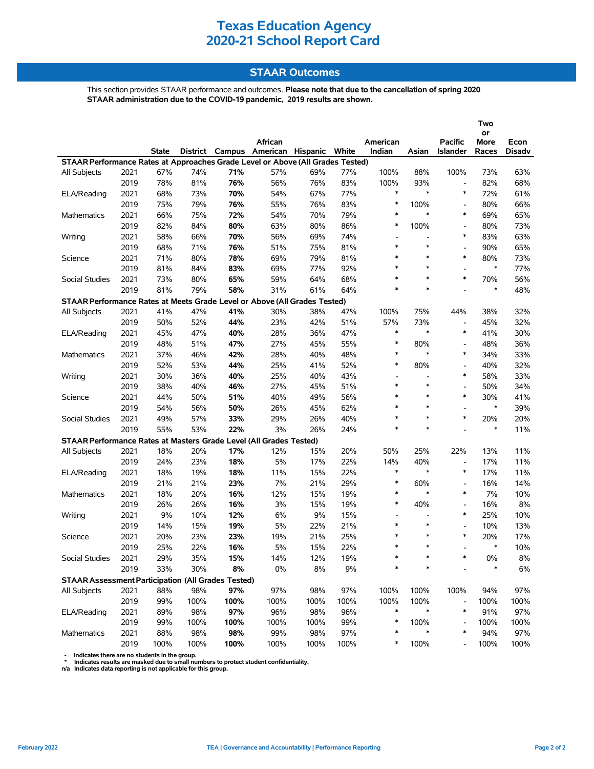# Texas Education Agency
# 2020-21 School Report Card

## STAAR Outcomes

This section provides STAAR performance and outcomes. **Please note that due to the cancellation of spring 2020 STAAR administration due to the COVID-19 pandemic, 2019 results are shown.**

| | | State | District | Campus | African American | Hispanic | White | American Indian | Asian | Pacific Islander | Two or More Races | Econ Disadv |
|---|---|---|---|---|---|---|---|---|---|---|---|---|
| **STAAR Performance Rates at Approaches Grade Level or Above (All Grades Tested)** | | | | | | | | | | | | |
| All Subjects | 2021 | 67% | 74% | **71%** | 57% | 69% | 77% | 100% | 88% | 100% | 73% | 63% |
| | 2019 | 78% | 81% | **76%** | 56% | 76% | 83% | 100% | 93% | - | 82% | 68% |
| ELA/Reading | 2021 | 68% | 73% | **70%** | 54% | 67% | 77% | * | * | * | 72% | 61% |
| | 2019 | 75% | 79% | **76%** | 55% | 76% | 83% | * | 100% | - | 80% | 66% |
| Mathematics | 2021 | 66% | 75% | **72%** | 54% | 70% | 79% | * | * | * | 69% | 65% |
| | 2019 | 82% | 84% | **80%** | 63% | 80% | 86% | * | 100% | - | 80% | 73% |
| Writing | 2021 | 58% | 66% | **70%** | 56% | 69% | 74% | - | - | * | 83% | 63% |
| | 2019 | 68% | 71% | **76%** | 51% | 75% | 81% | * | * | - | 90% | 65% |
| Science | 2021 | 71% | 80% | **78%** | 69% | 79% | 81% | * | * | * | 80% | 73% |
| | 2019 | 81% | 84% | **83%** | 69% | 77% | 92% | * | * | - | * | 77% |
| Social Studies | 2021 | 73% | 80% | **65%** | 59% | 64% | 68% | * | * | * | 70% | 56% |
| | 2019 | 81% | 79% | **58%** | 31% | 61% | 64% | * | * | - | * | 48% |
| **STAAR Performance Rates at Meets Grade Level or Above (All Grades Tested)** | | | | | | | | | | | | |
| All Subjects | 2021 | 41% | 47% | **41%** | 30% | 38% | 47% | 100% | 75% | 44% | 38% | 32% |
| | 2019 | 50% | 52% | **44%** | 23% | 42% | 51% | 57% | 73% | - | 45% | 32% |
| ELA/Reading | 2021 | 45% | 47% | **40%** | 28% | 36% | 47% | * | * | * | 41% | 30% |
| | 2019 | 48% | 51% | **47%** | 27% | 45% | 55% | * | 80% | - | 48% | 36% |
| Mathematics | 2021 | 37% | 46% | **42%** | 28% | 40% | 48% | * | * | * | 34% | 33% |
| | 2019 | 52% | 53% | **44%** | 25% | 41% | 52% | * | 80% | - | 40% | 32% |
| Writing | 2021 | 30% | 36% | **40%** | 25% | 40% | 43% | - | - | * | 58% | 33% |
| | 2019 | 38% | 40% | **46%** | 27% | 45% | 51% | * | * | - | 50% | 34% |
| Science | 2021 | 44% | 50% | **51%** | 40% | 49% | 56% | * | * | * | 30% | 41% |
| | 2019 | 54% | 56% | **50%** | 26% | 45% | 62% | * | * | - | * | 39% |
| Social Studies | 2021 | 49% | 57% | **33%** | 29% | 26% | 40% | * | * | * | 20% | 20% |
| | 2019 | 55% | 53% | **22%** | 3% | 26% | 24% | * | * | - | * | 11% |
| **STAAR Performance Rates at Masters Grade Level (All Grades Tested)** | | | | | | | | | | | | |
| All Subjects | 2021 | 18% | 20% | **17%** | 12% | 15% | 20% | 50% | 25% | 22% | 13% | 11% |
| | 2019 | 24% | 23% | **18%** | 5% | 17% | 22% | 14% | 40% | - | 17% | 11% |
| ELA/Reading | 2021 | 18% | 19% | **18%** | 11% | 15% | 22% | * | * | * | 17% | 11% |
| | 2019 | 21% | 21% | **23%** | 7% | 21% | 29% | * | 60% | - | 16% | 14% |
| Mathematics | 2021 | 18% | 20% | **16%** | 12% | 15% | 19% | * | * | * | 7% | 10% |
| | 2019 | 26% | 26% | **16%** | 3% | 15% | 19% | * | 40% | - | 16% | 8% |
| Writing | 2021 | 9% | 10% | **12%** | 6% | 9% | 15% | - | - | * | 25% | 10% |
| | 2019 | 14% | 15% | **19%** | 5% | 22% | 21% | * | * | - | 10% | 13% |
| Science | 2021 | 20% | 23% | **23%** | 19% | 21% | 25% | * | * | * | 20% | 17% |
| | 2019 | 25% | 22% | **16%** | 5% | 15% | 22% | * | * | - | * | 10% |
| Social Studies | 2021 | 29% | 35% | **15%** | 14% | 12% | 19% | * | * | * | 0% | 8% |
| | 2019 | 33% | 30% | **8%** | 0% | 8% | 9% | * | * | - | * | 6% |
| **STAAR Assessment Participation (All Grades Tested)** | | | | | | | | | | | | |
| All Subjects | 2021 | 88% | 98% | **97%** | 97% | 98% | 97% | 100% | 100% | 100% | 94% | 97% |
| | 2019 | 99% | 100% | **100%** | 100% | 100% | 100% | 100% | 100% | - | 100% | 100% |
| ELA/Reading | 2021 | 89% | 98% | **97%** | 96% | 98% | 96% | * | * | * | 91% | 97% |
| | 2019 | 99% | 100% | **100%** | 100% | 100% | 99% | * | 100% | - | 100% | 100% |
| Mathematics | 2021 | 88% | 98% | **98%** | 99% | 98% | 97% | * | * | * | 94% | 97% |
| | 2019 | 100% | 100% | **100%** | 100% | 100% | 100% | * | 100% | - | 100% | 100% |

- Indicates there are no students in the group.
\* Indicates results are masked due to small numbers to protect student confidentiality.
n/a Indicates data reporting is not applicable for this group.